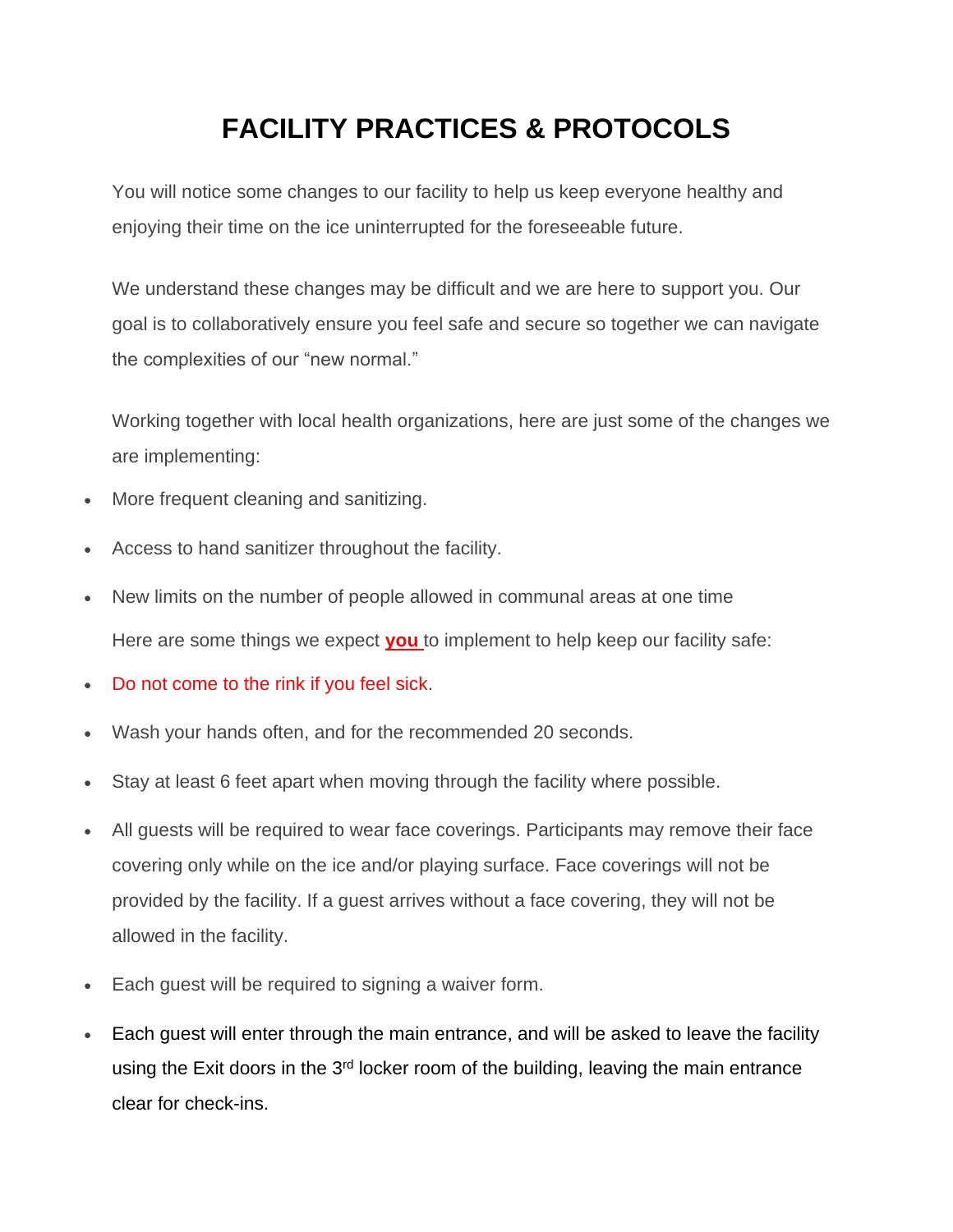# FACILITY PRACTICES & PROTOCOLS

You will notice some changes to our facility to help us keep everyone healthy and enjoying their time on the ice uninterrupted for the foreseeable future.

We understand these changes may be difficult and we are here to support you. Our goal is to collaboratively ensure you feel safe and secure so together we can navigate the complexities of our "new normal."

Working together with local health organizations, here are just some of the changes we are implementing:

- More frequent cleaning and sanitizing.
- Access to hand sanitizer throughout the facility.
- New limits on the number of people allowed in communal areas at one time

  Here are some things we expect **you** to implement to help keep our facility safe:

- Do not come to the rink if you feel sick.
- Wash your hands often, and for the recommended 20 seconds.
- Stay at least 6 feet apart when moving through the facility where possible.
- All guests will be required to wear face coverings. Participants may remove their face covering only while on the ice and/or playing surface. Face coverings will not be provided by the facility. If a guest arrives without a face covering, they will not be allowed in the facility.
- Each guest will be required to signing a waiver form.
- Each guest will enter through the main entrance, and will be asked to leave the facility using the Exit doors in the 3rd locker room of the building, leaving the main entrance clear for check-ins.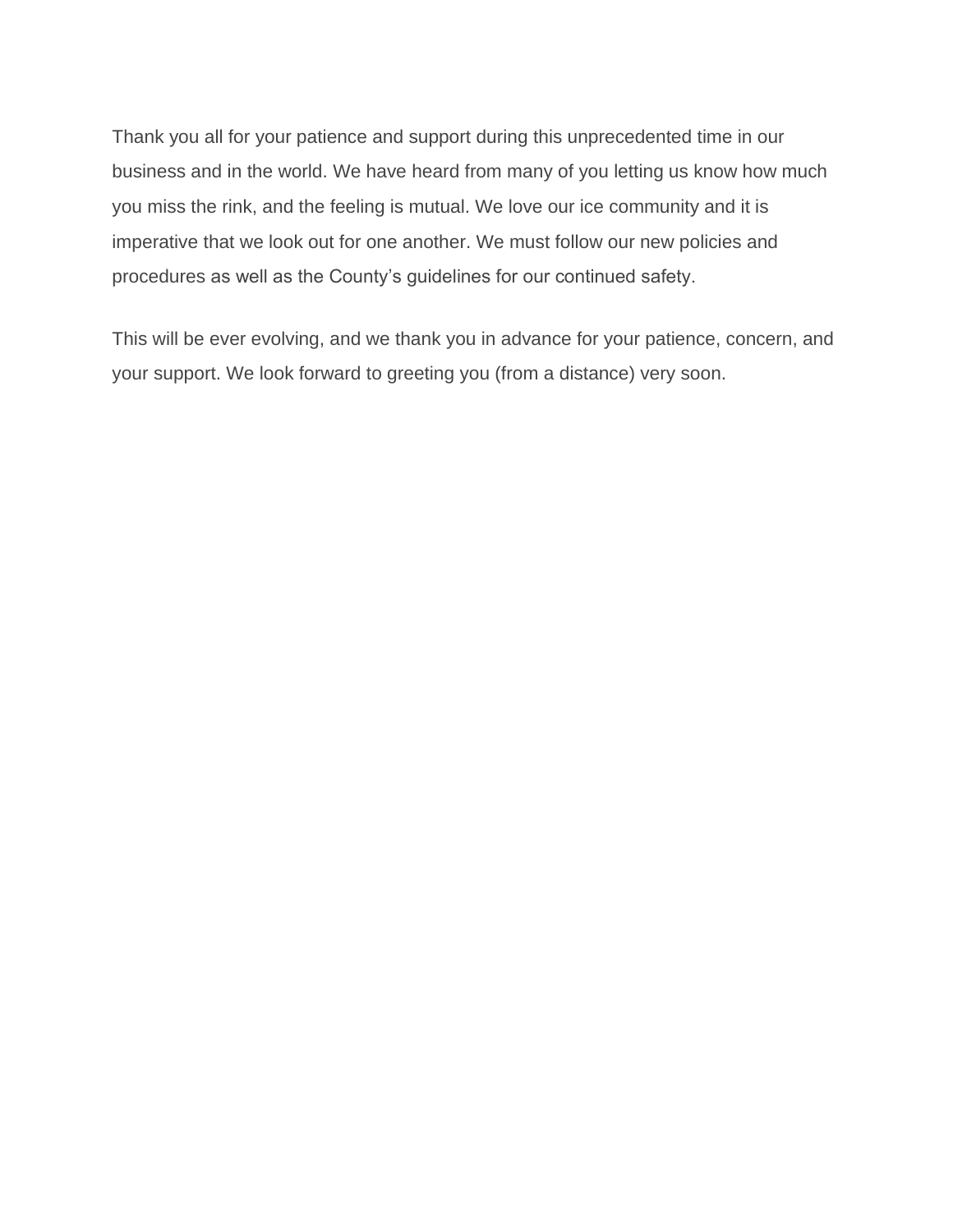Thank you all for your patience and support during this unprecedented time in our business and in the world. We have heard from many of you letting us know how much you miss the rink, and the feeling is mutual. We love our ice community and it is imperative that we look out for one another. We must follow our new policies and procedures as well as the County's guidelines for our continued safety.

This will be ever evolving, and we thank you in advance for your patience, concern, and your support. We look forward to greeting you (from a distance) very soon.